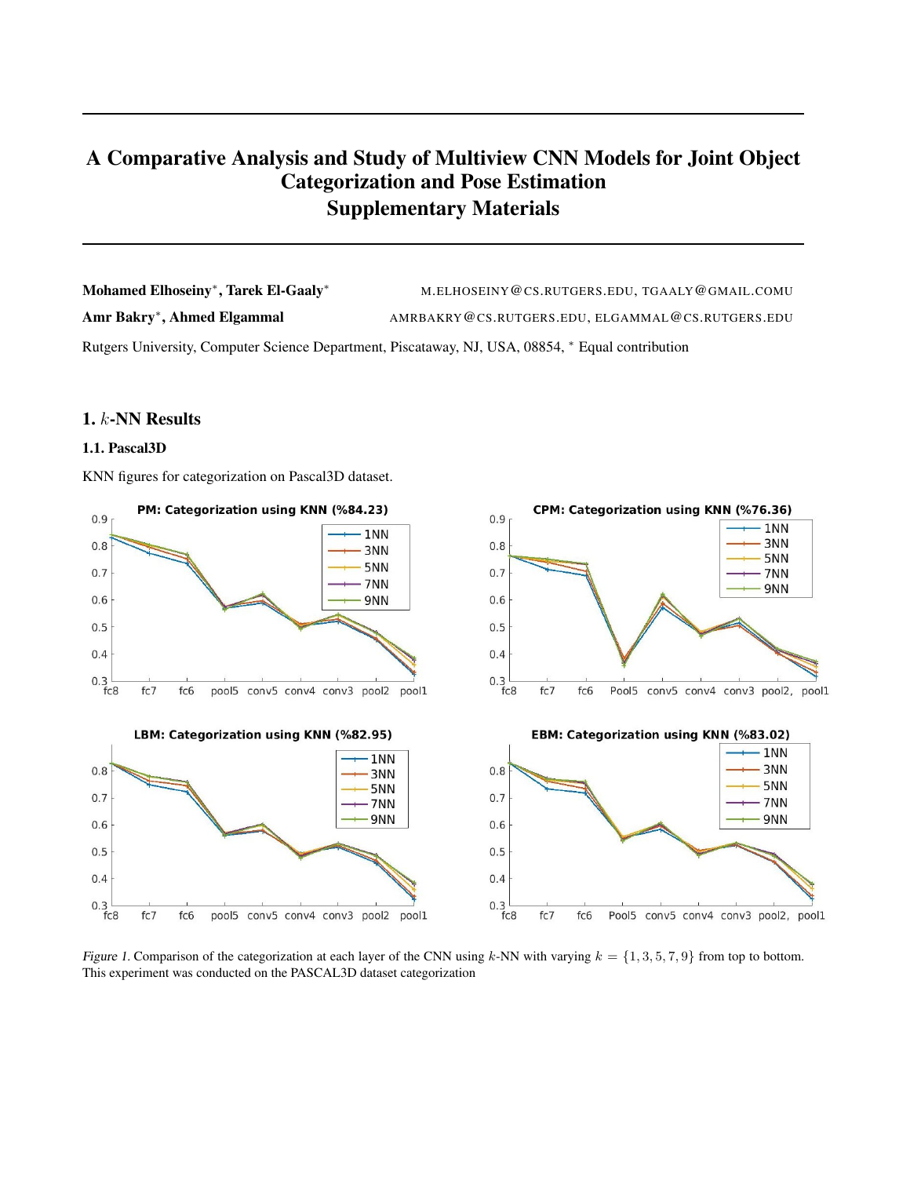# A Comparative Analysis and Study of Multiview CNN Models for Joint Object Categorization and Pose Estimation
# Supplementary Materials

**Mohamed Elhoseiny***, **Tarek El-Gaaly*** M.ELHOSEINY@CS.RUTGERS.EDU, TGAALY@GMAIL.COMU

**Amr Bakry***, **Ahmed Elgammal** AMRBAKRY@CS.RUTGERS.EDU, ELGAMMAL@CS.RUTGERS.EDU

Rutgers University, Computer Science Department, Piscataway, NJ, USA, 08854, * Equal contribution

## 1. $k$-NN Results

### 1.1. Pascal3D

KNN figures for categorization on Pascal3D dataset.

*Figure 1.* Comparison of the categorization at each layer of the CNN using $k$-NN with varying $k = \{1, 3, 5, 7, 9\}$ from top to bottom. This experiment was conducted on the PASCAL3D dataset categorization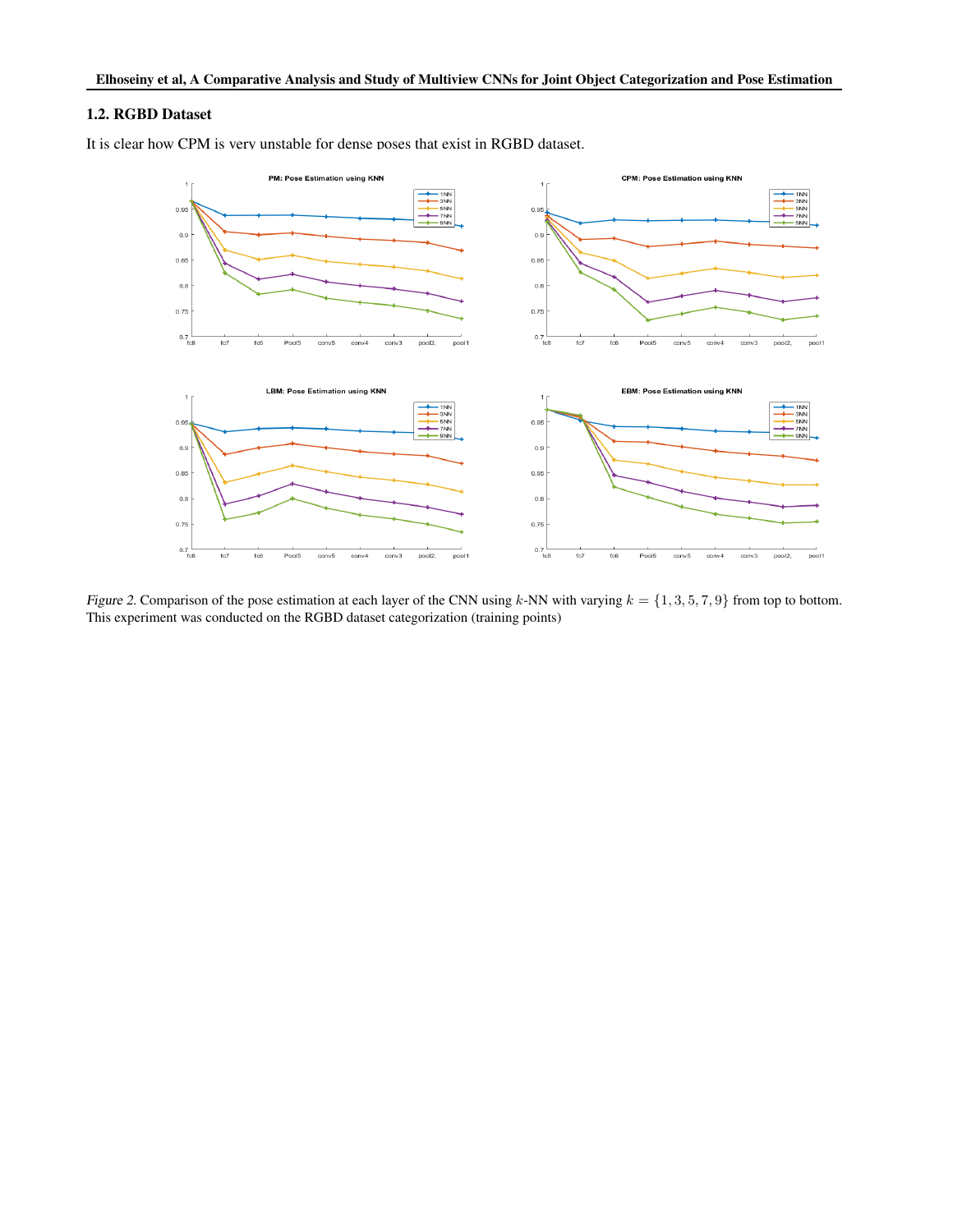### 1.2. RGBD Dataset

It is clear how CPM is very unstable for dense poses that exist in RGBD dataset.

*Figure 2.* Comparison of the pose estimation at each layer of the CNN using $k$-NN with varying $k = \{1, 3, 5, 7, 9\}$ from top to bottom. This experiment was conducted on the RGBD dataset categorization (training points)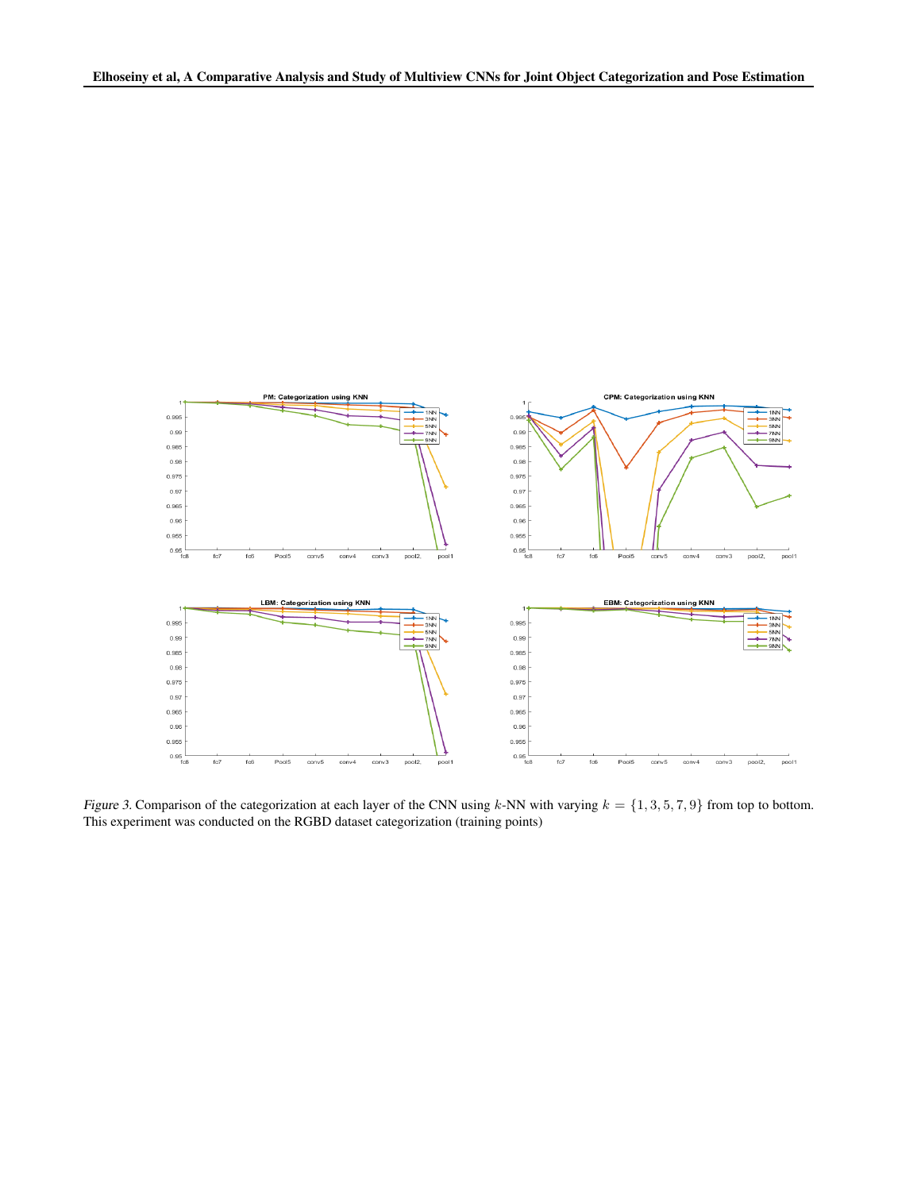*Figure 3.* Comparison of the categorization at each layer of the CNN using $k$-NN with varying $k = \{1, 3, 5, 7, 9\}$ from top to bottom. This experiment was conducted on the RGBD dataset categorization (training points)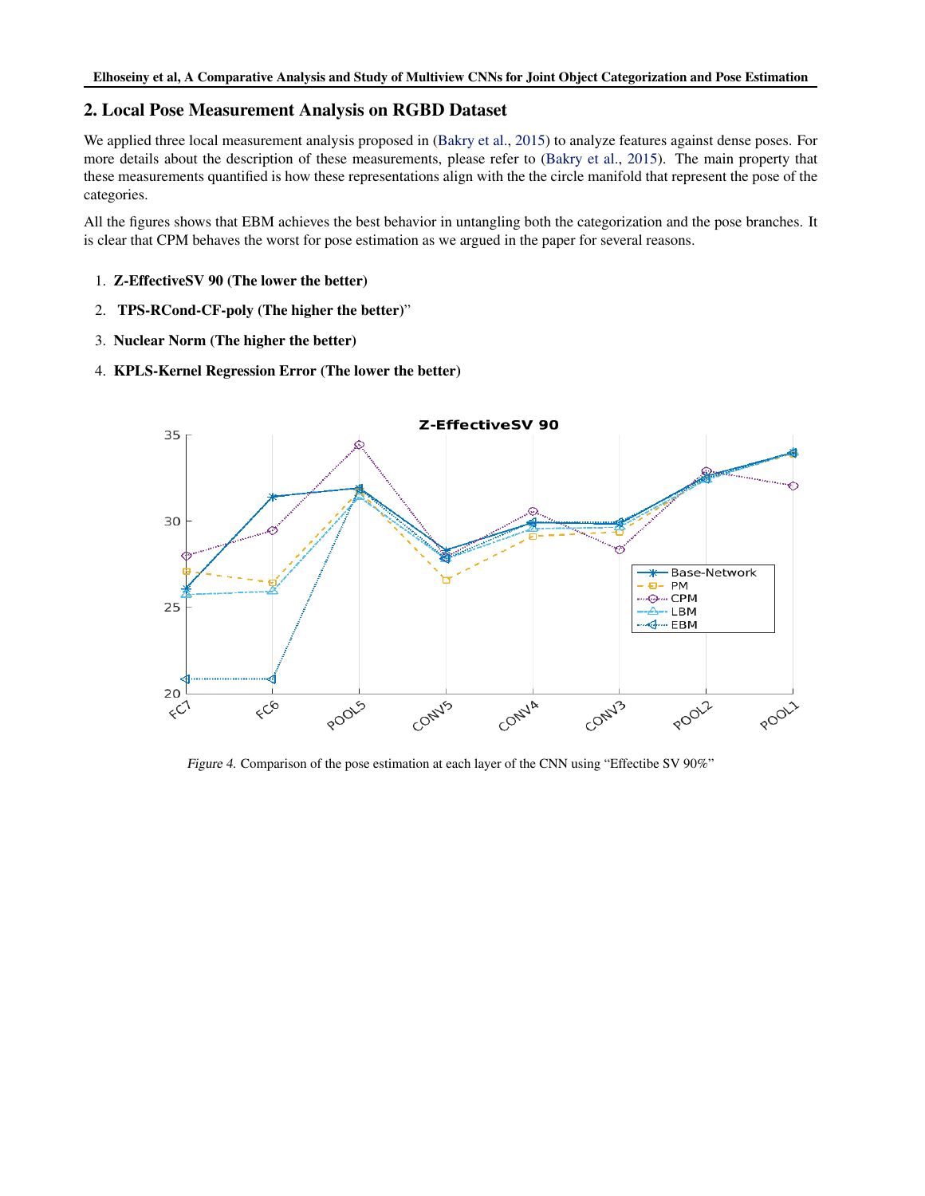## 2. Local Pose Measurement Analysis on RGBD Dataset

We applied three local measurement analysis proposed in (Bakry et al., 2015) to analyze features against dense poses. For more details about the description of these measurements, please refer to (Bakry et al., 2015). The main property that these measurements quantified is how these representations align with the the circle manifold that represent the pose of the categories.

All the figures shows that EBM achieves the best behavior in untangling both the categorization and the pose branches. It is clear that CPM behaves the worst for pose estimation as we argued in the paper for several reasons.

1. **Z-EffectiveSV 90 (The lower the better)**
2. **TPS-RCond-CF-poly (The higher the better)**"
3. **Nuclear Norm (The higher the better)**
4. **KPLS-Kernel Regression Error (The lower the better)**

*Figure 4.* Comparison of the pose estimation at each layer of the CNN using "Effectibe SV 90%"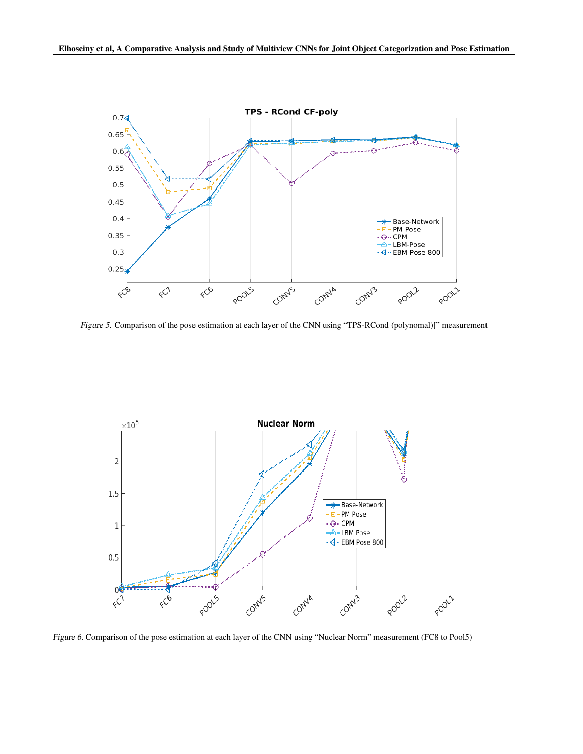*Figure 5.* Comparison of the pose estimation at each layer of the CNN using "TPS-RCond (polynomal)[" measurement

*Figure 6.* Comparison of the pose estimation at each layer of the CNN using "Nuclear Norm" measurement (FC8 to Pool5)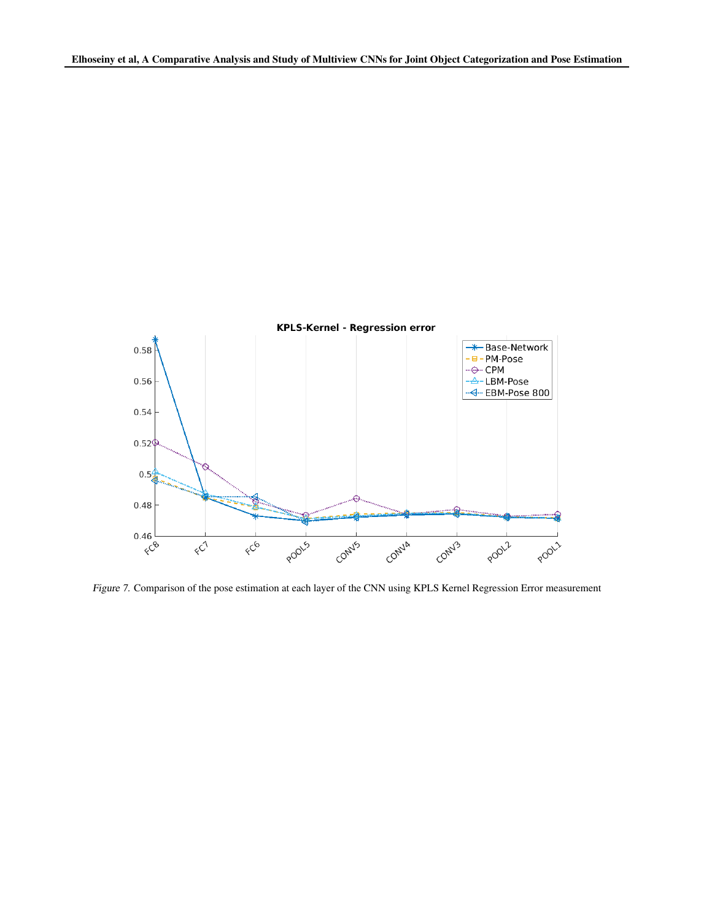*Figure 7.* Comparison of the pose estimation at each layer of the CNN using KPLS Kernel Regression Error measurement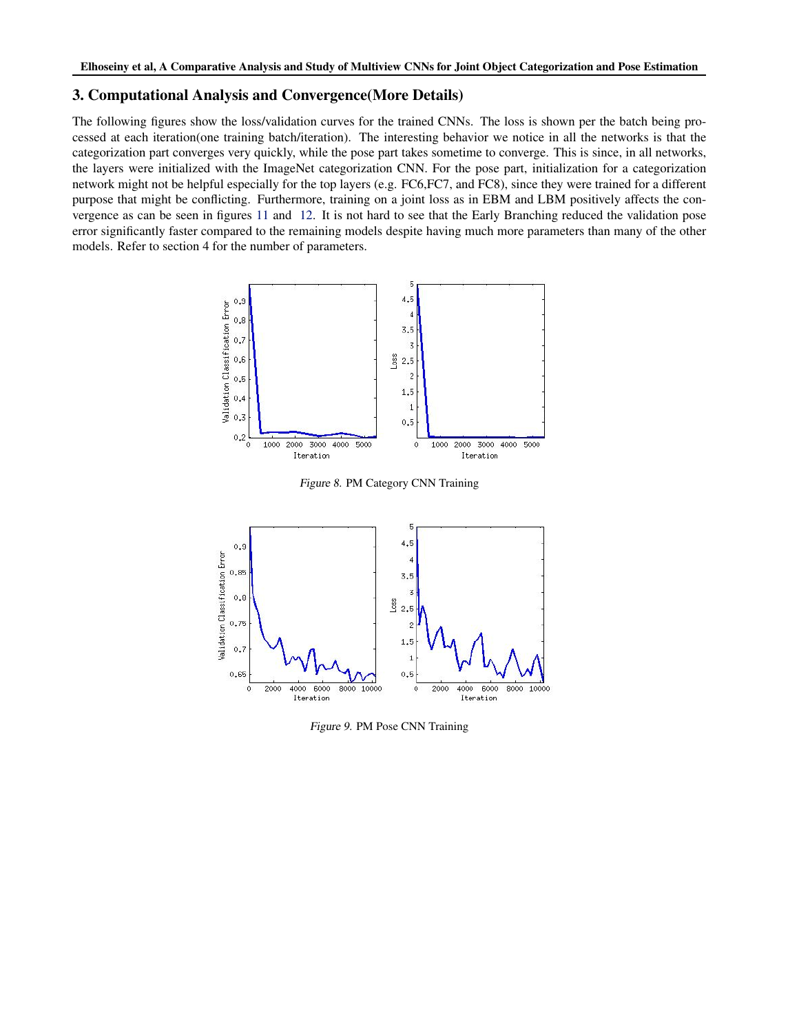## 3. Computational Analysis and Convergence(More Details)

The following figures show the loss/validation curves for the trained CNNs. The loss is shown per the batch being processed at each iteration(one training batch/iteration). The interesting behavior we notice in all the networks is that the categorization part converges very quickly, while the pose part takes sometime to converge. This is since, in all networks, the layers were initialized with the ImageNet categorization CNN. For the pose part, initialization for a categorization network might not be helpful especially for the top layers (e.g. FC6,FC7, and FC8), since they were trained for a different purpose that might be conflicting. Furthermore, training on a joint loss as in EBM and LBM positively affects the convergence as can be seen in figures 11 and 12. It is not hard to see that the Early Branching reduced the validation pose error significantly faster compared to the remaining models despite having much more parameters than many of the other models. Refer to section 4 for the number of parameters.

*Figure 8.* PM Category CNN Training

*Figure 9.* PM Pose CNN Training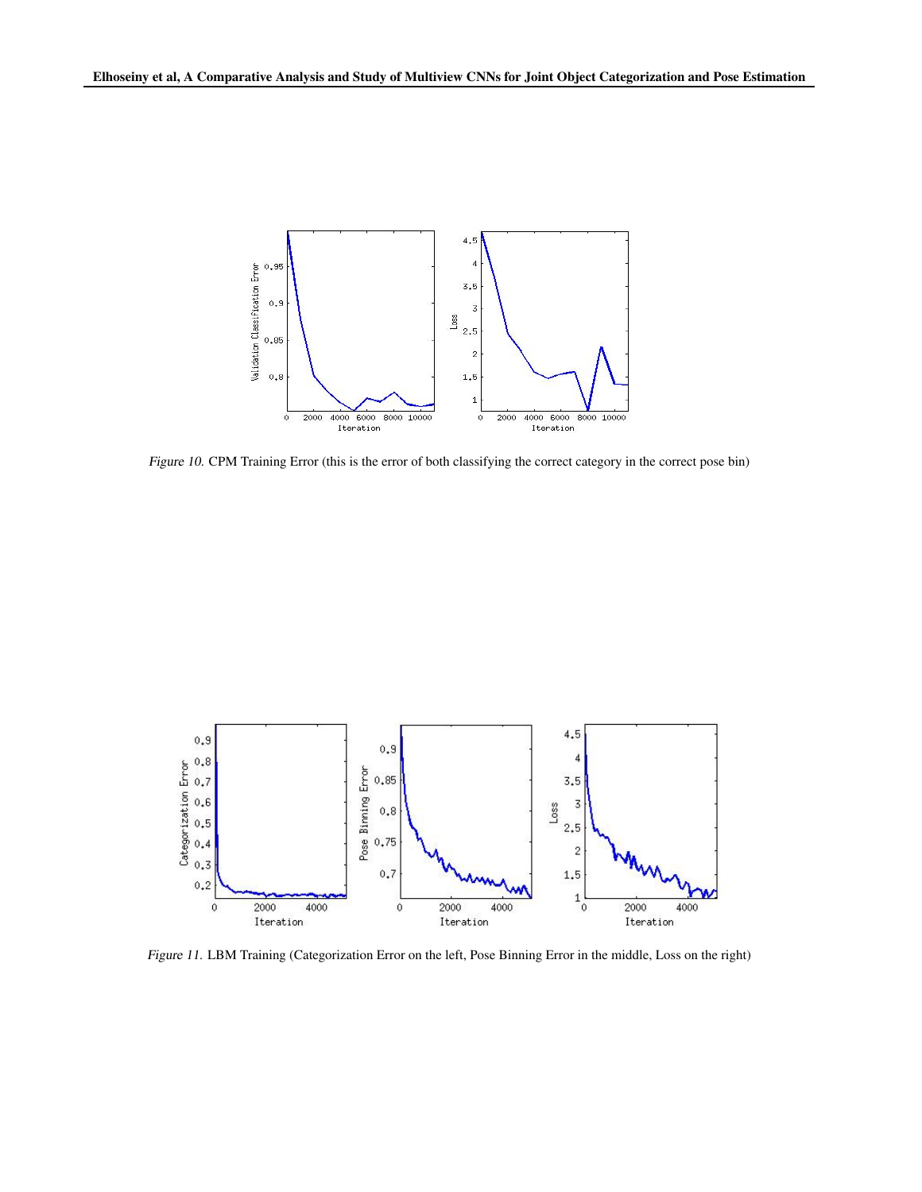*Figure 10.* CPM Training Error (this is the error of both classifying the correct category in the correct pose bin)

*Figure 11.* LBM Training (Categorization Error on the left, Pose Binning Error in the middle, Loss on the right)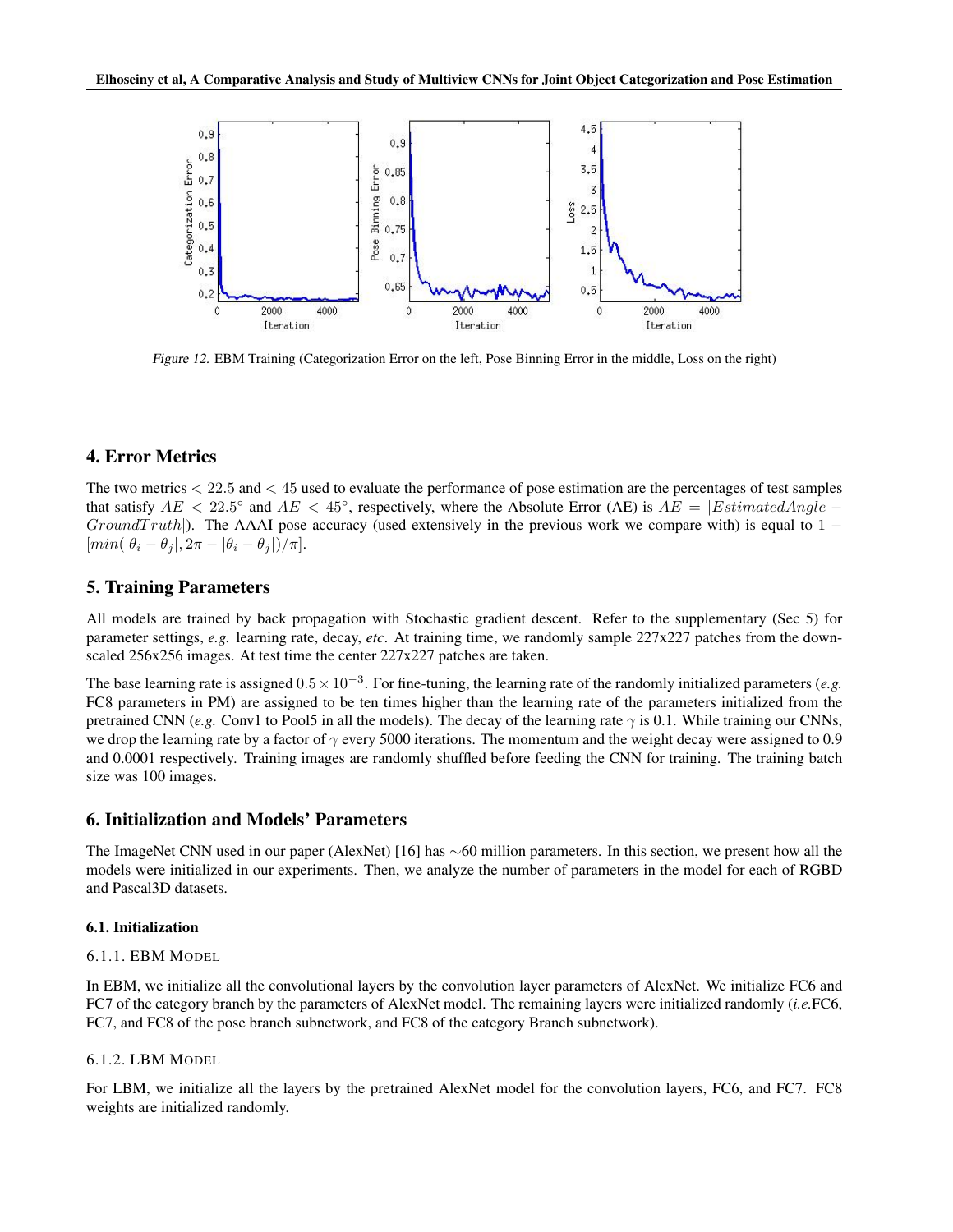*Figure 12.* EBM Training (Categorization Error on the left, Pose Binning Error in the middle, Loss on the right)

## 4. Error Metrics

The two metrics $< 22.5$ and $< 45$ used to evaluate the performance of pose estimation are the percentages of test samples that satisfy $AE < 22.5^\circ$ and $AE < 45^\circ$, respectively, where the Absolute Error (AE) is $AE = |EstimatedAngle - GroundTruth|$). The AAAI pose accuracy (used extensively in the previous work we compare with) is equal to $1 - [min(|\theta_i - \theta_j|, 2\pi - |\theta_i - \theta_j|)/\pi]$.

## 5. Training Parameters

All models are trained by back propagation with Stochastic gradient descent. Refer to the supplementary (Sec 5) for parameter settings, *e.g.* learning rate, decay, *etc*. At training time, we randomly sample 227x227 patches from the down-scaled 256x256 images. At test time the center 227x227 patches are taken.

The base learning rate is assigned $0.5 \times 10^{-3}$. For fine-tuning, the learning rate of the randomly initialized parameters (*e.g.* FC8 parameters in PM) are assigned to be ten times higher than the learning rate of the parameters initialized from the pretrained CNN (*e.g.* Conv1 to Pool5 in all the models). The decay of the learning rate $\gamma$ is 0.1. While training our CNNs, we drop the learning rate by a factor of $\gamma$ every 5000 iterations. The momentum and the weight decay were assigned to 0.9 and 0.0001 respectively. Training images are randomly shuffled before feeding the CNN for training. The training batch size was 100 images.

## 6. Initialization and Models' Parameters

The ImageNet CNN used in our paper (AlexNet) [16] has ∼60 million parameters. In this section, we present how all the models were initialized in our experiments. Then, we analyze the number of parameters in the model for each of RGBD and Pascal3D datasets.

### 6.1. Initialization

#### 6.1.1. EBM Model

In EBM, we initialize all the convolutional layers by the convolution layer parameters of AlexNet. We initialize FC6 and FC7 of the category branch by the parameters of AlexNet model. The remaining layers were initialized randomly (*i.e.*FC6, FC7, and FC8 of the pose branch subnetwork, and FC8 of the category Branch subnetwork).

#### 6.1.2. LBM Model

For LBM, we initialize all the layers by the pretrained AlexNet model for the convolution layers, FC6, and FC7. FC8 weights are initialized randomly.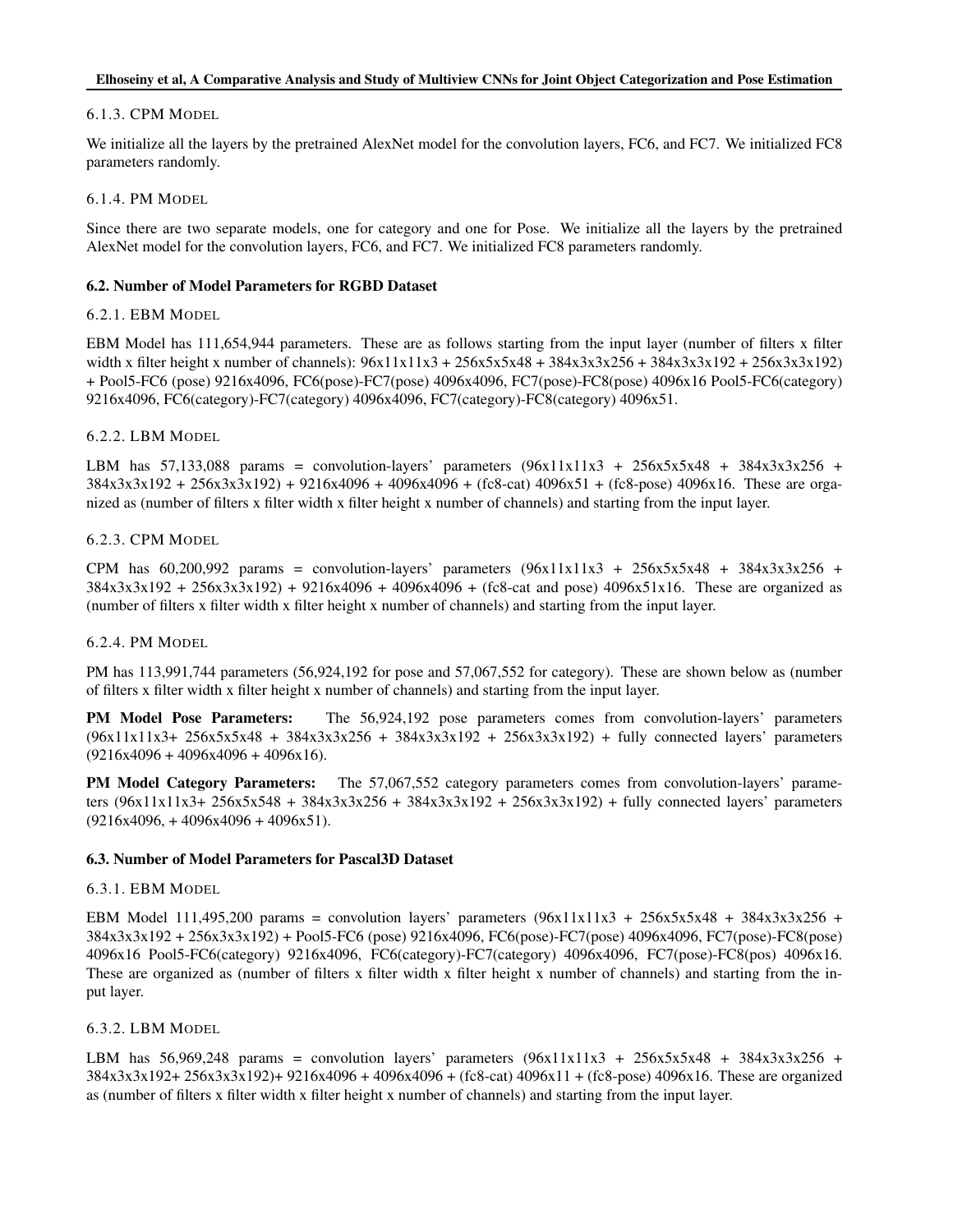#### 6.1.3. CPM MODEL

We initialize all the layers by the pretrained AlexNet model for the convolution layers, FC6, and FC7. We initialized FC8 parameters randomly.

#### 6.1.4. PM MODEL

Since there are two separate models, one for category and one for Pose. We initialize all the layers by the pretrained AlexNet model for the convolution layers, FC6, and FC7. We initialized FC8 parameters randomly.

### 6.2. Number of Model Parameters for RGBD Dataset

#### 6.2.1. EBM MODEL

EBM Model has 111,654,944 parameters. These are as follows starting from the input layer (number of filters x filter width x filter height x number of channels): 96x11x11x3 + 256x5x5x48 + 384x3x3x256 + 384x3x3x192 + 256x3x3x192) + Pool5-FC6 (pose) 9216x4096, FC6(pose)-FC7(pose) 4096x4096, FC7(pose)-FC8(pose) 4096x16 Pool5-FC6(category) 9216x4096, FC6(category)-FC7(category) 4096x4096, FC7(category)-FC8(category) 4096x51.

#### 6.2.2. LBM MODEL

LBM has 57,133,088 params = convolution-layers' parameters (96x11x11x3 + 256x5x5x48 + 384x3x3x256 + 384x3x3x192 + 256x3x3x192) + 9216x4096 + 4096x4096 + (fc8-cat) 4096x51 + (fc8-pose) 4096x16. These are organized as (number of filters x filter width x filter height x number of channels) and starting from the input layer.

#### 6.2.3. CPM MODEL

CPM has 60,200,992 params = convolution-layers' parameters (96x11x11x3 + 256x5x5x48 + 384x3x3x256 + 384x3x3x192 + 256x3x3x192) + 9216x4096 + 4096x4096 + (fc8-cat and pose) 4096x51x16. These are organized as (number of filters x filter width x filter height x number of channels) and starting from the input layer.

#### 6.2.4. PM MODEL

PM has 113,991,744 parameters (56,924,192 for pose and 57,067,552 for category). These are shown below as (number of filters x filter width x filter height x number of channels) and starting from the input layer.

**PM Model Pose Parameters:** The 56,924,192 pose parameters comes from convolution-layers' parameters (96x11x11x3+ 256x5x5x48 + 384x3x3x256 + 384x3x3x192 + 256x3x3x192) + fully connected layers' parameters (9216x4096 + 4096x4096 + 4096x16).

**PM Model Category Parameters:** The 57,067,552 category parameters comes from convolution-layers' parameters (96x11x11x3+ 256x5x548 + 384x3x3x256 + 384x3x3x192 + 256x3x3x192) + fully connected layers' parameters (9216x4096, + 4096x4096 + 4096x51).

### 6.3. Number of Model Parameters for Pascal3D Dataset

#### 6.3.1. EBM MODEL

EBM Model 111,495,200 params = convolution layers' parameters (96x11x11x3 + 256x5x5x48 + 384x3x3x256 + 384x3x3x192 + 256x3x3x192) + Pool5-FC6 (pose) 9216x4096, FC6(pose)-FC7(pose) 4096x4096, FC7(pose)-FC8(pose) 4096x16 Pool5-FC6(category) 9216x4096, FC6(category)-FC7(category) 4096x4096, FC7(pose)-FC8(pos) 4096x16. These are organized as (number of filters x filter width x filter height x number of channels) and starting from the input layer.

#### 6.3.2. LBM MODEL

LBM has 56,969,248 params = convolution layers' parameters (96x11x11x3 + 256x5x5x48 + 384x3x3x256 + 384x3x3x192+ 256x3x3x192)+ 9216x4096 + 4096x4096 + (fc8-cat) 4096x11 + (fc8-pose) 4096x16. These are organized as (number of filters x filter width x filter height x number of channels) and starting from the input layer.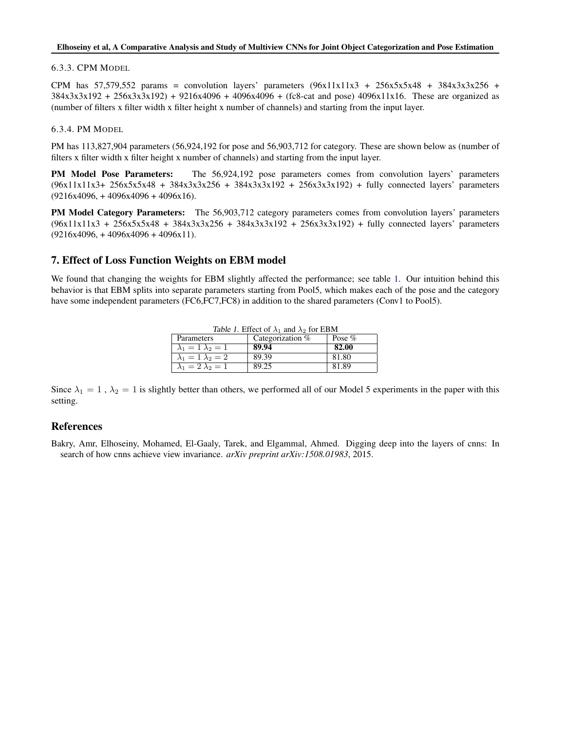#### 6.3.3. CPM MODEL

CPM has 57,579,552 params = convolution layers' parameters (96x11x11x3 + 256x5x5x48 + 384x3x3x256 + 384x3x3x192 + 256x3x3x192) + 9216x4096 + 4096x4096 + (fc8-cat and pose) 4096x11x16. These are organized as (number of filters x filter width x filter height x number of channels) and starting from the input layer.

#### 6.3.4. PM MODEL

PM has 113,827,904 parameters (56,924,192 for pose and 56,903,712 for category. These are shown below as (number of filters x filter width x filter height x number of channels) and starting from the input layer.

**PM Model Pose Parameters:** The 56,924,192 pose parameters comes from convolution layers' parameters (96x11x11x3+ 256x5x5x48 + 384x3x3x256 + 384x3x3x192 + 256x3x3x192) + fully connected layers' parameters (9216x4096, + 4096x4096 + 4096x16).

**PM Model Category Parameters:** The 56,903,712 category parameters comes from convolution layers' parameters (96x11x11x3 + 256x5x5x48 + 384x3x3x256 + 384x3x3x192 + 256x3x3x192) + fully connected layers' parameters (9216x4096, + 4096x4096 + 4096x11).

## 7. Effect of Loss Function Weights on EBM model

We found that changing the weights for EBM slightly affected the performance; see table 1. Our intuition behind this behavior is that EBM splits into separate parameters starting from Pool5, which makes each of the pose and the category have some independent parameters (FC6,FC7,FC8) in addition to the shared parameters (Conv1 to Pool5).

*Table 1.* Effect of $\lambda_1$ and $\lambda_2$ for EBM

| Parameters | Categorization % | Pose % |
|---|---|---|
| $\lambda_1 = 1$ $\lambda_2 = 1$ | **89.94** | **82.00** |
| $\lambda_1 = 1$ $\lambda_2 = 2$ | 89.39 | 81.80 |
| $\lambda_1 = 2$ $\lambda_2 = 1$ | 89.25 | 81.89 |

Since $\lambda_1 = 1$ , $\lambda_2 = 1$ is slightly better than others, we performed all of our Model 5 experiments in the paper with this setting.

## References

Bakry, Amr, Elhoseiny, Mohamed, El-Gaaly, Tarek, and Elgammal, Ahmed. Digging deep into the layers of cnns: In search of how cnns achieve view invariance. *arXiv preprint arXiv:1508.01983*, 2015.